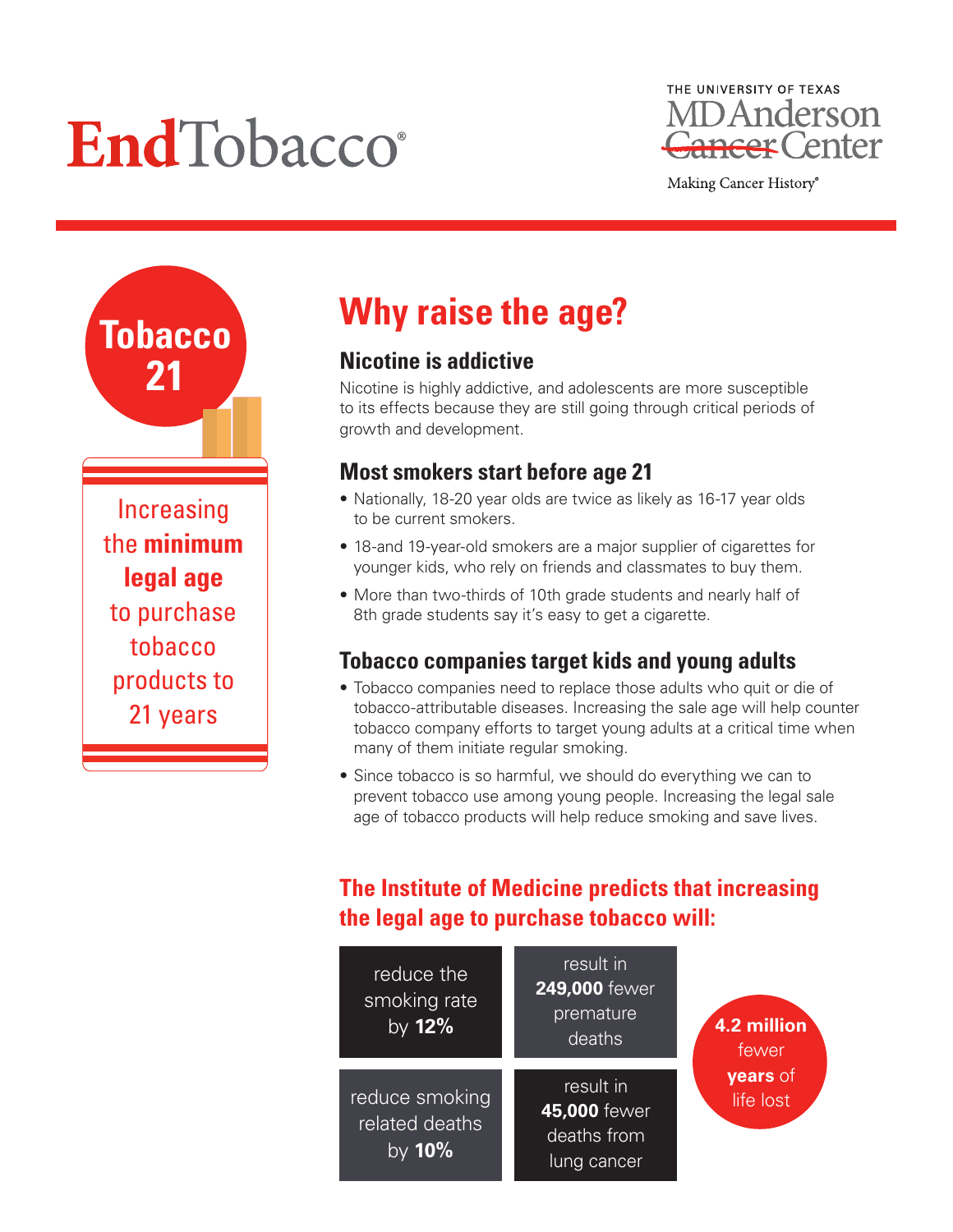EndTobacco®

THE UNIVERSITY OF TEXAS
MD Anderson ~~Cancer~~ Center
Making Cancer History®

**Tobacco 21**

Increasing the **minimum legal age** to purchase tobacco products to 21 years

# Why raise the age?

## Nicotine is addictive

Nicotine is highly addictive, and adolescents are more susceptible to its effects because they are still going through critical periods of growth and development.

## Most smokers start before age 21

- Nationally, 18-20 year olds are twice as likely as 16-17 year olds to be current smokers.
- 18-and 19-year-old smokers are a major supplier of cigarettes for younger kids, who rely on friends and classmates to buy them.
- More than two-thirds of 10th grade students and nearly half of 8th grade students say it's easy to get a cigarette.

## Tobacco companies target kids and young adults

- Tobacco companies need to replace those adults who quit or die of tobacco-attributable diseases. Increasing the sale age will help counter tobacco company efforts to target young adults at a critical time when many of them initiate regular smoking.
- Since tobacco is so harmful, we should do everything we can to prevent tobacco use among young people. Increasing the legal sale age of tobacco products will help reduce smoking and save lives.

## The Institute of Medicine predicts that increasing the legal age to purchase tobacco will:

- reduce the smoking rate by **12%**
- result in **249,000** fewer premature deaths
- reduce smoking related deaths by **10%**
- result in **45,000** fewer deaths from lung cancer
- **4.2 million** fewer **years** of life lost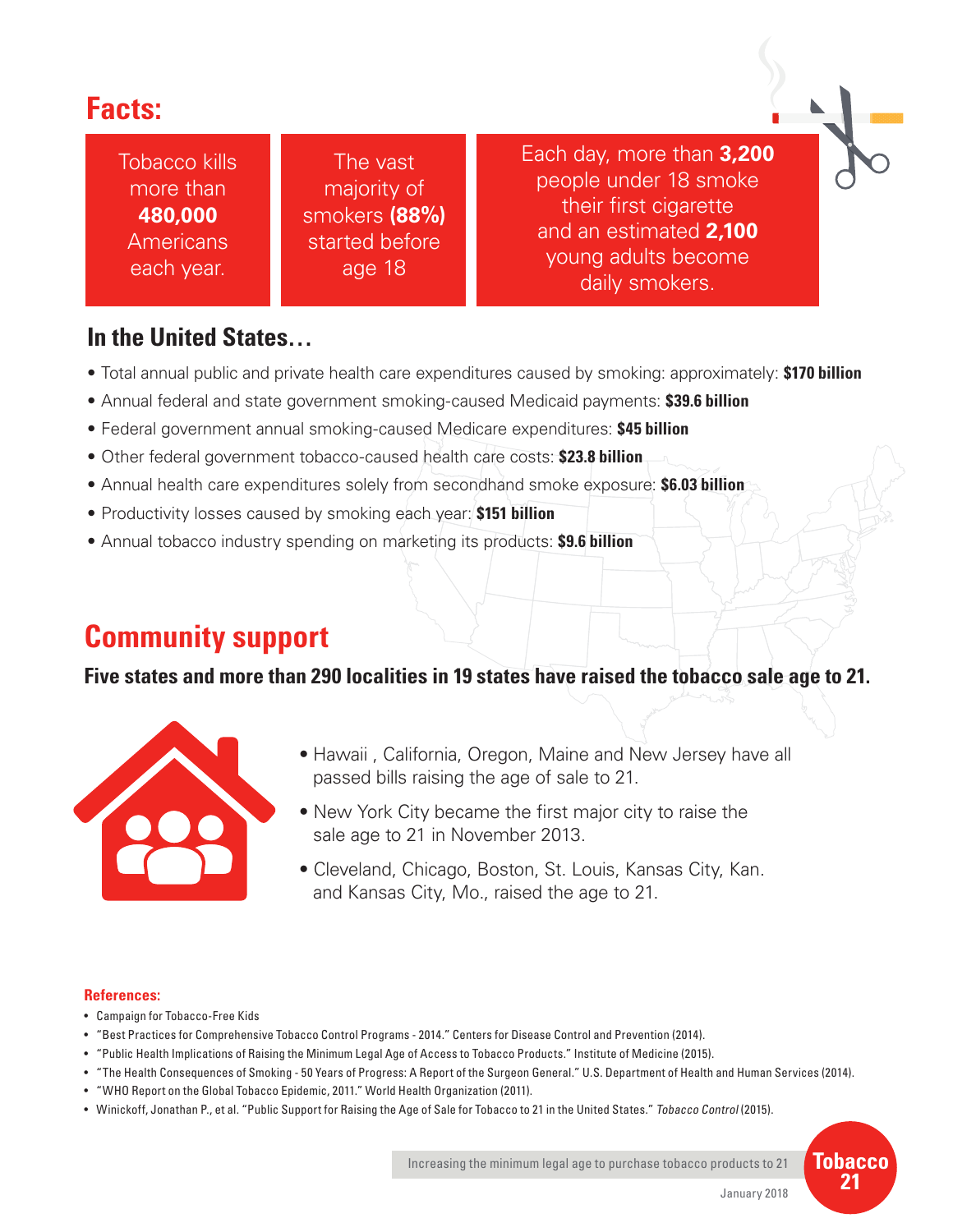## Facts:

Tobacco kills more than **480,000** Americans each year.

The vast majority of smokers **(88%)** started before age 18

Each day, more than **3,200** people under 18 smoke their first cigarette and an estimated **2,100** young adults become daily smokers.

### In the United States…

- Total annual public and private health care expenditures caused by smoking: approximately: **$170 billion**
- Annual federal and state government smoking-caused Medicaid payments: **$39.6 billion**
- Federal government annual smoking-caused Medicare expenditures: **$45 billion**
- Other federal government tobacco-caused health care costs: **$23.8 billion**
- Annual health care expenditures solely from secondhand smoke exposure: **$6.03 billion**
- Productivity losses caused by smoking each year: **$151 billion**
- Annual tobacco industry spending on marketing its products: **$9.6 billion**

## Community support

**Five states and more than 290 localities in 19 states have raised the tobacco sale age to 21.**

- Hawaii , California, Oregon, Maine and New Jersey have all passed bills raising the age of sale to 21.
- New York City became the first major city to raise the sale age to 21 in November 2013.
- Cleveland, Chicago, Boston, St. Louis, Kansas City, Kan. and Kansas City, Mo., raised the age to 21.

**References:**

- Campaign for Tobacco-Free Kids
- "Best Practices for Comprehensive Tobacco Control Programs - 2014." Centers for Disease Control and Prevention (2014).
- "Public Health Implications of Raising the Minimum Legal Age of Access to Tobacco Products." Institute of Medicine (2015).
- "The Health Consequences of Smoking - 50 Years of Progress: A Report of the Surgeon General." U.S. Department of Health and Human Services (2014).
- "WHO Report on the Global Tobacco Epidemic, 2011." World Health Organization (2011).
- Winickoff, Jonathan P., et al. "Public Support for Raising the Age of Sale for Tobacco to 21 in the United States." *Tobacco Control* (2015).

Increasing the minimum legal age to purchase tobacco products to 21

January 2018

Tobacco 21